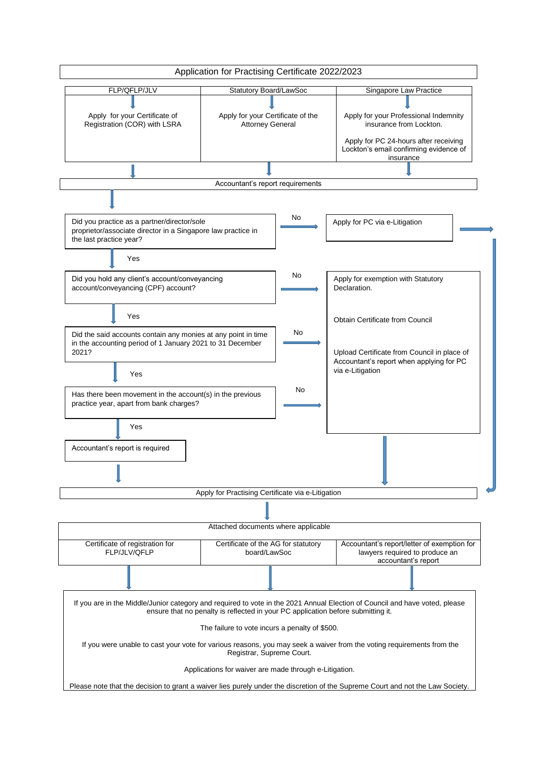# Application for Practising Certificate 2022/2023

| FLP/QFLP/JLV | Statutory Board/LawSoc | Singapore Law Practice |
| --- | --- | --- |
| Apply for your Certificate of Registration (COR) with LSRA | Apply for your Certificate of the Attorney General | Apply for your Professional Indemnity insurance from Lockton.<br><br>Apply for PC 24-hours after receiving Lockton's email confirming evidence of insurance |

## Accountant's report requirements

Did you practice as a partner/director/sole proprietor/associate director in a Singapore law practice in the last practice year?

- **No** → Apply for PC via e-Litigation
- **Yes** → Did you hold any client's account/conveyancing account/conveyancing (CPF) account?
  - **No** → Apply for exemption with Statutory Declaration.
  - **Yes** → Did the said accounts contain any monies at any point in time in the accounting period of 1 January 2021 to 31 December 2021?
    - **No** → Apply for exemption with Statutory Declaration.
    - **Yes** → Has there been movement in the account(s) in the previous practice year, apart from bank charges?
      - **No** → Apply for exemption with Statutory Declaration.
      - **Yes** → Accountant's report is required

Apply for exemption with Statutory Declaration.

Obtain Certificate from Council

Upload Certificate from Council in place of Accountant's report when applying for PC via e-Litigation

## Apply for Practising Certificate via e-Litigation

| Attached documents where applicable | | |
| --- | --- | --- |
| Certificate of registration for FLP/JLV/QFLP | Certificate of the AG for statutory board/LawSoc | Accountant's report/letter of exemption for lawyers required to produce an accountant's report |

If you are in the Middle/Junior category and required to vote in the 2021 Annual Election of Council and have voted, please ensure that no penalty is reflected in your PC application before submitting it.

The failure to vote incurs a penalty of $500.

If you were unable to cast your vote for various reasons, you may seek a waiver from the voting requirements from the Registrar, Supreme Court.

Applications for waiver are made through e-Litigation.

Please note that the decision to grant a waiver lies purely under the discretion of the Supreme Court and not the Law Society.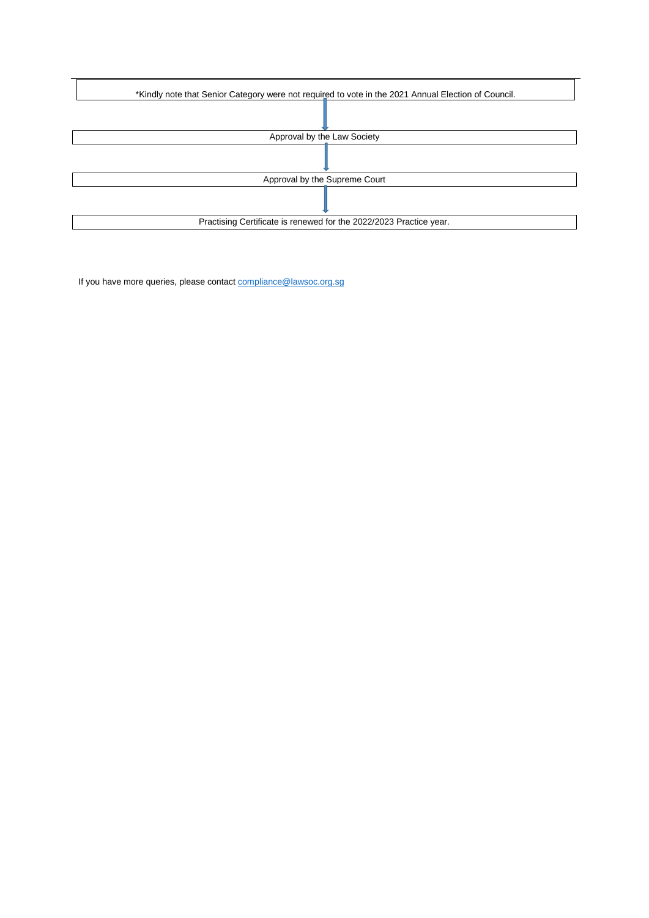*Kindly note that Senior Category were not required to vote in the 2021 Annual Election of Council.

↓

Approval by the Law Society

↓

Approval by the Supreme Court

↓

Practising Certificate is renewed for the 2022/2023 Practice year.

If you have more queries, please contact compliance@lawsoc.org.sg